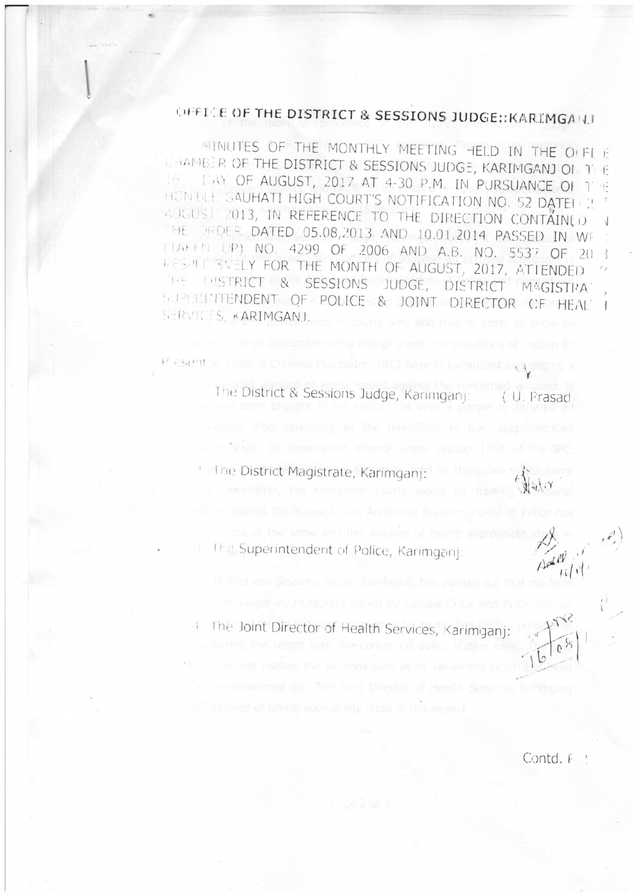# OFFICE OF THE DISTRICT & SESSIONS JUDGE::KARIMGANJ

MINUTES OF THE MONTHLY MEETING HELD IN THE OFFICE CHAMBER OF THE DISTRICT & SESSIONS JUDGE, KARIMGANJ ON THE 16 DAY OF AUGUST, 2017 AT 4-30 P.M. IN PURSUANCE OF THE HON'BLE GAUHATI HIGH COURT'S NOTIFICATION NO. 52 DATED 2 AUGUST 2013, IN REFERENCE TO THE DIRECTION CONTAINED IN THE ORDER DATED 05.08,2013 AND 10.01.2014 PASSED IN WP (TAKEN UP) NO. 4299 OF 2006 AND A.B. NO. 5537 OF 2013 RESPECTIVELY FOR THE MONTH OF AUGUST, 2017, ATTENDED BY THE DISTRICT & SESSIONS JUDGE, DISTRICT MAGISTRATE, SUPERINTENDENT OF POLICE & JOINT DIRECTOR OF HEALTH SERVICES, KARIMGANJ.

Present:

1. The District & Sessions Judge, Karimganj: ( U. Prasad )

2. The District Magistrate, Karimganj:

3. The Superintendent of Police, Karimganj:

4. The Joint Director of Health Services, Karimganj:

Contd. P 2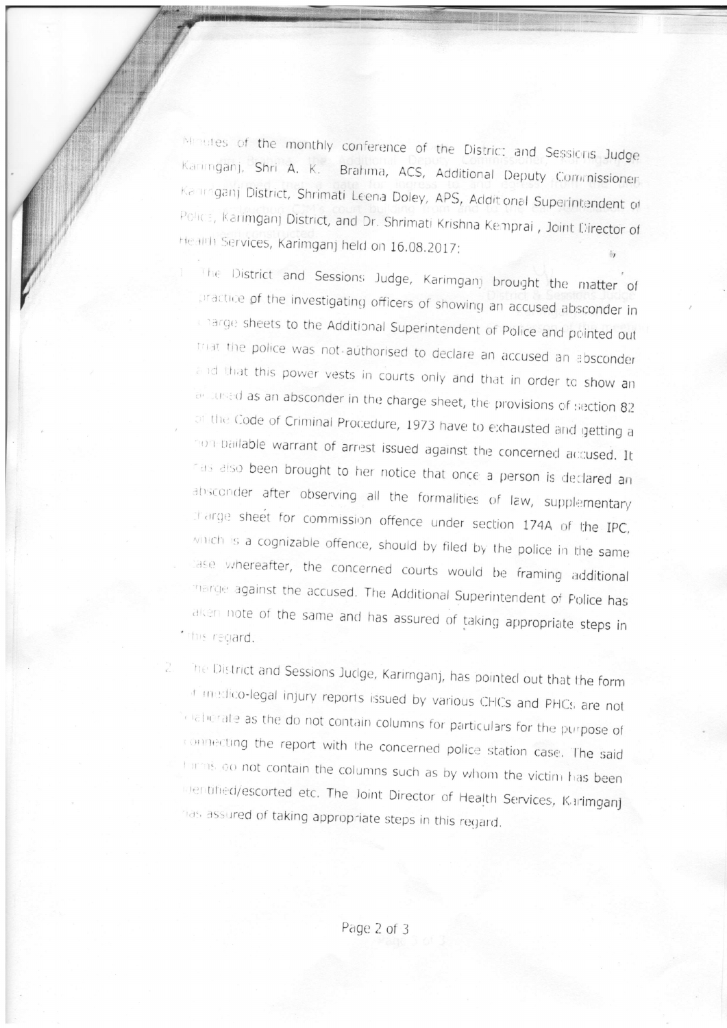Minutes of the monthly conference of the District and Sessions Judge Karimganj, Shri A. K. Brahma, ACS, Additional Deputy Commissioner Karimganj District, Shrimati Leena Doley, APS, Additional Superintendent of Police, Karimganj District, and Dr. Shrimati Krishna Kemprai , Joint Director of Health Services, Karimganj held on 16.08.2017:

1. The District and Sessions Judge, Karimganj brought the matter of practice of the investigating officers of showing an accused absconder in charge sheets to the Additional Superintendent of Police and pointed out that the police was not authorised to declare an accused an absconder and that this power vests in courts only and that in order to show an accused as an absconder in the charge sheet, the provisions of section 82 of the Code of Criminal Procedure, 1973 have to exhausted and getting a non-bailable warrant of arrest issued against the concerned accused. It has also been brought to her notice that once a person is declared an absconder after observing all the formalities of law, supplementary charge sheet for commission offence under section 174A of the IPC, which is a cognizable offence, should by filed by the police in the same case whereafter, the concerned courts would be framing additional charge against the accused. The Additional Superintendent of Police has taken note of the same and has assured of taking appropriate steps in this regard.

2. The District and Sessions Judge, Karimganj, has pointed out that the form of medico-legal injury reports issued by various CHCs and PHCs are not elaborate as the do not contain columns for particulars for the purpose of connecting the report with the concerned police station case. The said forms do not contain the columns such as by whom the victim has been identified/escorted etc. The Joint Director of Health Services, Karimganj has assured of taking appropriate steps in this regard.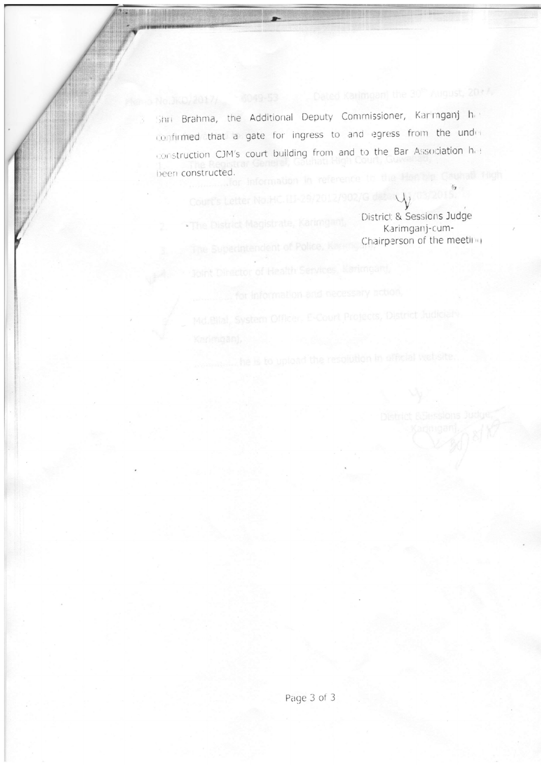5. Shri Brahma, the Additional Deputy Commissioner, Karimganj has confirmed that a gate for ingress to and egress from the under construction CJM's court building from and to the Bar Association has been constructed.

District & Sessions Judge
Karimganj-cum-
Chairperson of the meeting